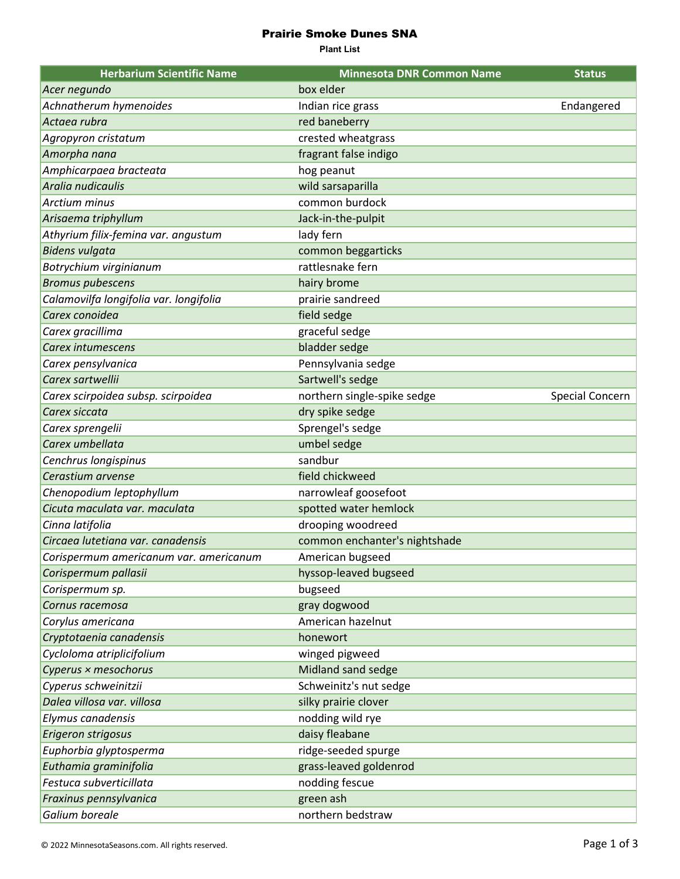# Prairie Smoke Dunes SNA

**Plant List**

| Herbarium Scientific Name | Minnesota DNR Common Name | Status |
|---|---|---|
| *Acer negundo* | box elder | |
| *Achnatherum hymenoides* | Indian rice grass | Endangered |
| *Actaea rubra* | red baneberry | |
| *Agropyron cristatum* | crested wheatgrass | |
| *Amorpha nana* | fragrant false indigo | |
| *Amphicarpaea bracteata* | hog peanut | |
| *Aralia nudicaulis* | wild sarsaparilla | |
| *Arctium minus* | common burdock | |
| *Arisaema triphyllum* | Jack-in-the-pulpit | |
| *Athyrium filix-femina var. angustum* | lady fern | |
| *Bidens vulgata* | common beggarticks | |
| *Botrychium virginianum* | rattlesnake fern | |
| *Bromus pubescens* | hairy brome | |
| *Calamovilfa longifolia var. longifolia* | prairie sandreed | |
| *Carex conoidea* | field sedge | |
| *Carex gracillima* | graceful sedge | |
| *Carex intumescens* | bladder sedge | |
| *Carex pensylvanica* | Pennsylvania sedge | |
| *Carex sartwellii* | Sartwell's sedge | |
| *Carex scirpoidea subsp. scirpoidea* | northern single-spike sedge | Special Concern |
| *Carex siccata* | dry spike sedge | |
| *Carex sprengelii* | Sprengel's sedge | |
| *Carex umbellata* | umbel sedge | |
| *Cenchrus longispinus* | sandbur | |
| *Cerastium arvense* | field chickweed | |
| *Chenopodium leptophyllum* | narrowleaf goosefoot | |
| *Cicuta maculata var. maculata* | spotted water hemlock | |
| *Cinna latifolia* | drooping woodreed | |
| *Circaea lutetiana var. canadensis* | common enchanter's nightshade | |
| *Corispermum americanum var. americanum* | American bugseed | |
| *Corispermum pallasii* | hyssop-leaved bugseed | |
| *Corispermum sp.* | bugseed | |
| *Cornus racemosa* | gray dogwood | |
| *Corylus americana* | American hazelnut | |
| *Cryptotaenia canadensis* | honewort | |
| *Cycloloma atriplicifolium* | winged pigweed | |
| *Cyperus × mesochorus* | Midland sand sedge | |
| *Cyperus schweinitzii* | Schweinitz's nut sedge | |
| *Dalea villosa var. villosa* | silky prairie clover | |
| *Elymus canadensis* | nodding wild rye | |
| *Erigeron strigosus* | daisy fleabane | |
| *Euphorbia glyptosperma* | ridge-seeded spurge | |
| *Euthamia graminifolia* | grass-leaved goldenrod | |
| *Festuca subverticillata* | nodding fescue | |
| *Fraxinus pennsylvanica* | green ash | |
| *Galium boreale* | northern bedstraw | |

© 2022 MinnesotaSeasons.com. All rights reserved.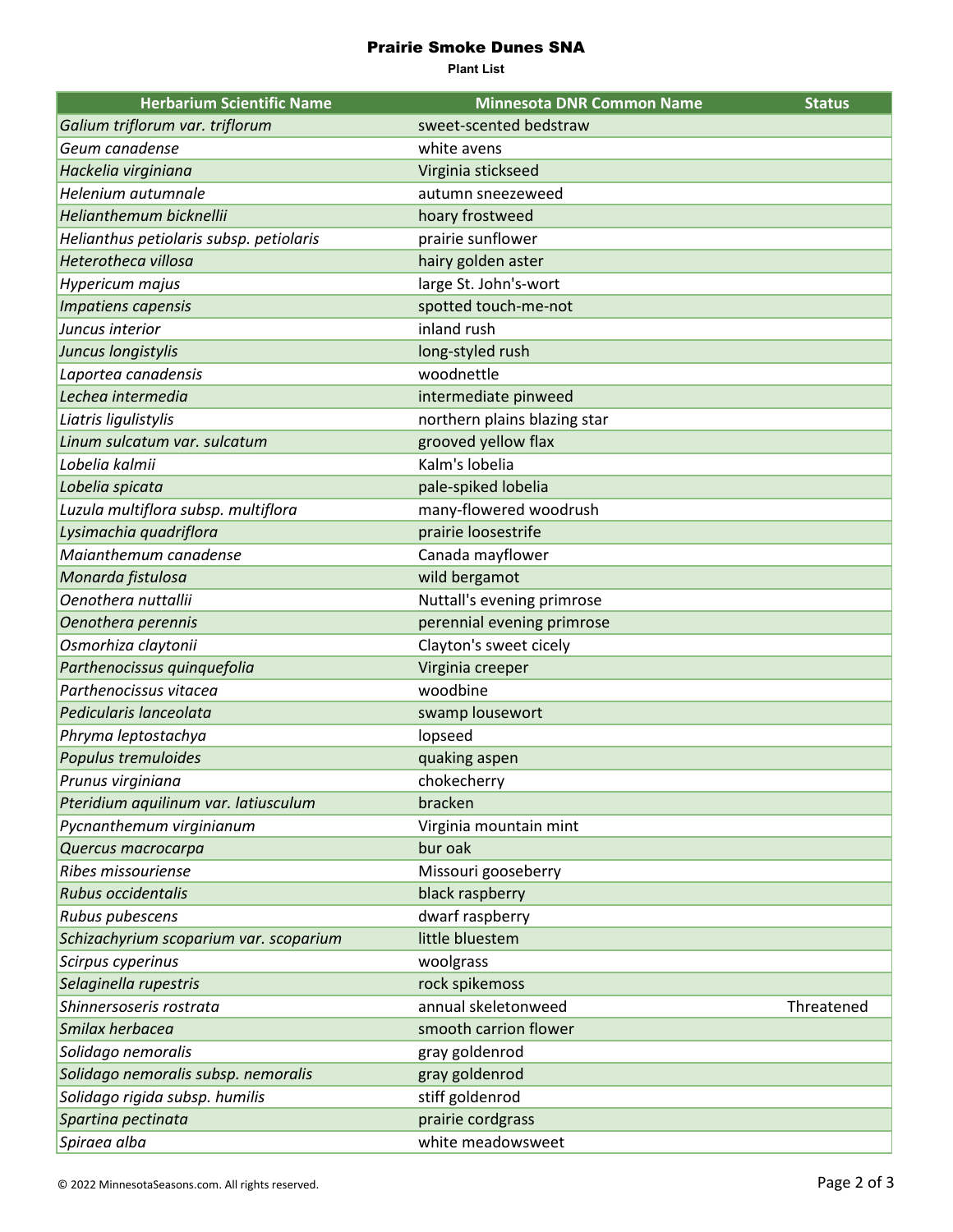# Prairie Smoke Dunes SNA

**Plant List**

| Herbarium Scientific Name | Minnesota DNR Common Name | Status |
|---|---|---|
| *Galium triflorum var. triflorum* | sweet-scented bedstraw | |
| *Geum canadense* | white avens | |
| *Hackelia virginiana* | Virginia stickseed | |
| *Helenium autumnale* | autumn sneezeweed | |
| *Helianthemum bicknellii* | hoary frostweed | |
| *Helianthus petiolaris subsp. petiolaris* | prairie sunflower | |
| *Heterotheca villosa* | hairy golden aster | |
| *Hypericum majus* | large St. John's-wort | |
| *Impatiens capensis* | spotted touch-me-not | |
| *Juncus interior* | inland rush | |
| *Juncus longistylis* | long-styled rush | |
| *Laportea canadensis* | woodnettle | |
| *Lechea intermedia* | intermediate pinweed | |
| *Liatris ligulistylis* | northern plains blazing star | |
| *Linum sulcatum var. sulcatum* | grooved yellow flax | |
| *Lobelia kalmii* | Kalm's lobelia | |
| *Lobelia spicata* | pale-spiked lobelia | |
| *Luzula multiflora subsp. multiflora* | many-flowered woodrush | |
| *Lysimachia quadriflora* | prairie loosestrife | |
| *Maianthemum canadense* | Canada mayflower | |
| *Monarda fistulosa* | wild bergamot | |
| *Oenothera nuttallii* | Nuttall's evening primrose | |
| *Oenothera perennis* | perennial evening primrose | |
| *Osmorhiza claytonii* | Clayton's sweet cicely | |
| *Parthenocissus quinquefolia* | Virginia creeper | |
| *Parthenocissus vitacea* | woodbine | |
| *Pedicularis lanceolata* | swamp lousewort | |
| *Phryma leptostachya* | lopseed | |
| *Populus tremuloides* | quaking aspen | |
| *Prunus virginiana* | chokecherry | |
| *Pteridium aquilinum var. latiusculum* | bracken | |
| *Pycnanthemum virginianum* | Virginia mountain mint | |
| *Quercus macrocarpa* | bur oak | |
| *Ribes missouriense* | Missouri gooseberry | |
| *Rubus occidentalis* | black raspberry | |
| *Rubus pubescens* | dwarf raspberry | |
| *Schizachyrium scoparium var. scoparium* | little bluestem | |
| *Scirpus cyperinus* | woolgrass | |
| *Selaginella rupestris* | rock spikemoss | |
| *Shinnersoseris rostrata* | annual skeletonweed | Threatened |
| *Smilax herbacea* | smooth carrion flower | |
| *Solidago nemoralis* | gray goldenrod | |
| *Solidago nemoralis subsp. nemoralis* | gray goldenrod | |
| *Solidago rigida subsp. humilis* | stiff goldenrod | |
| *Spartina pectinata* | prairie cordgrass | |
| *Spiraea alba* | white meadowsweet | |

© 2022 MinnesotaSeasons.com. All rights reserved.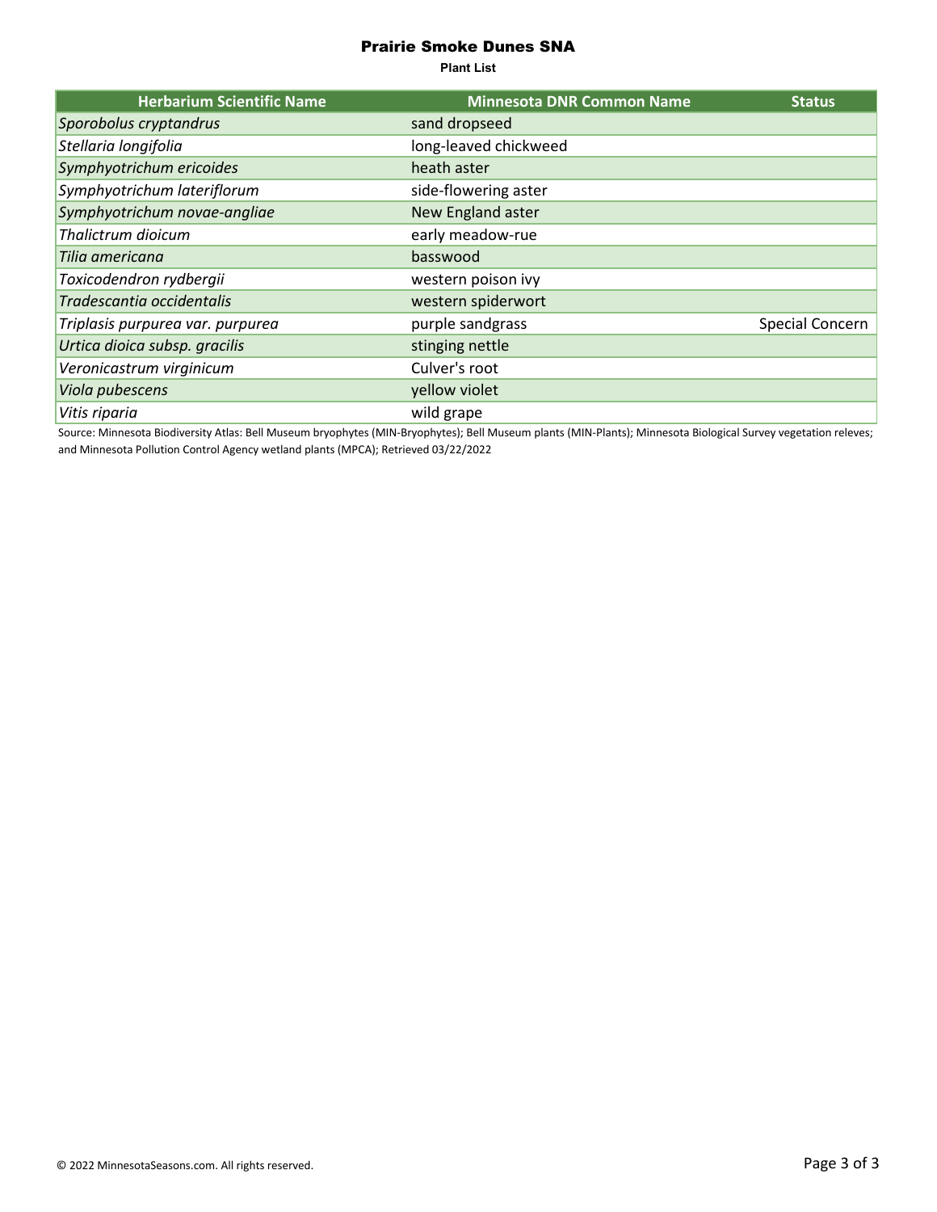# Prairie Smoke Dunes SNA

**Plant List**

| Herbarium Scientific Name | Minnesota DNR Common Name | Status |
|---|---|---|
| *Sporobolus cryptandrus* | sand dropseed | |
| *Stellaria longifolia* | long-leaved chickweed | |
| *Symphyotrichum ericoides* | heath aster | |
| *Symphyotrichum lateriflorum* | side-flowering aster | |
| *Symphyotrichum novae-angliae* | New England aster | |
| *Thalictrum dioicum* | early meadow-rue | |
| *Tilia americana* | basswood | |
| *Toxicodendron rydbergii* | western poison ivy | |
| *Tradescantia occidentalis* | western spiderwort | |
| *Triplasis purpurea var. purpurea* | purple sandgrass | Special Concern |
| *Urtica dioica subsp. gracilis* | stinging nettle | |
| *Veronicastrum virginicum* | Culver's root | |
| *Viola pubescens* | yellow violet | |
| *Vitis riparia* | wild grape | |

Source: Minnesota Biodiversity Atlas: Bell Museum bryophytes (MIN-Bryophytes); Bell Museum plants (MIN-Plants); Minnesota Biological Survey vegetation releves; and Minnesota Pollution Control Agency wetland plants (MPCA); Retrieved 03/22/2022

© 2022 MinnesotaSeasons.com. All rights reserved.